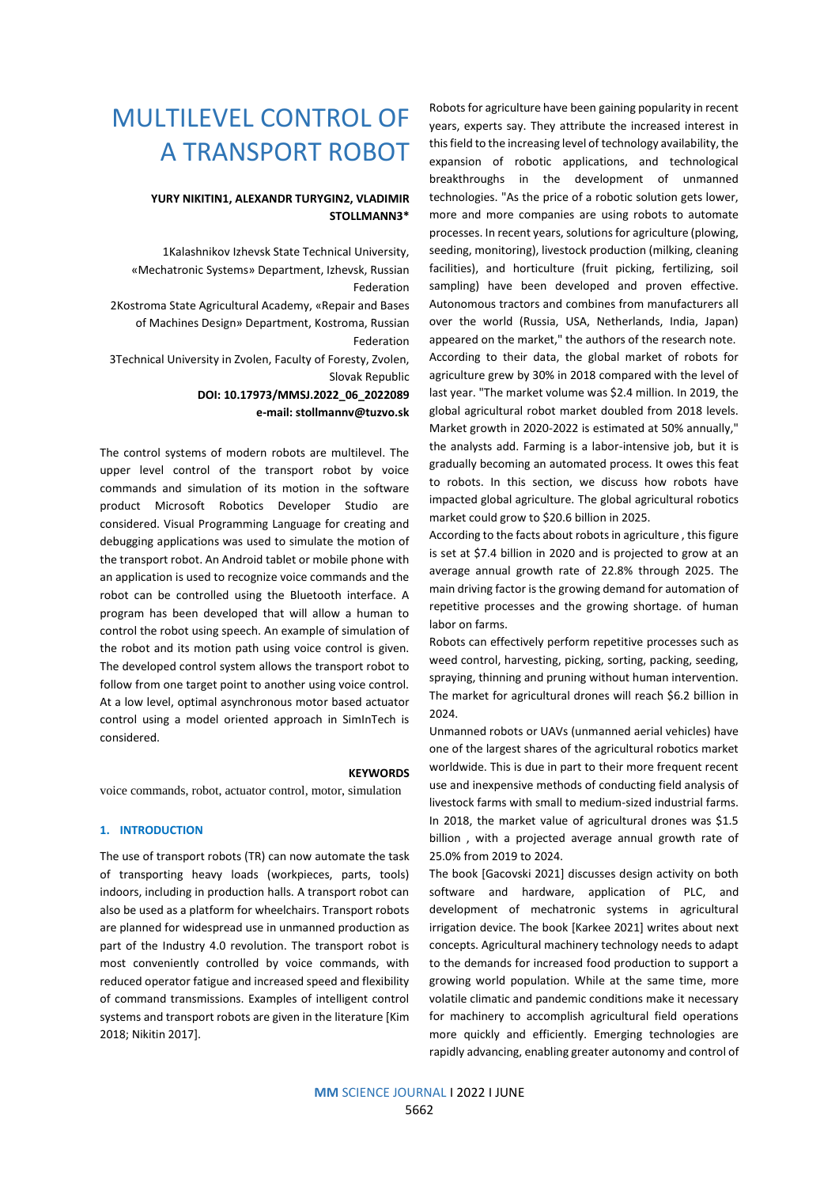# MULTILEVEL CONTROL OF A TRANSPORT ROBOT

**YURY NIKITIN1, ALEXANDR TURYGIN2, VLADIMIR STOLLMANN3***

1Kalashnikov Izhevsk State Technical University, «Mechatronic Systems» Department, Izhevsk, Russian Federation

2Kostroma State Agricultural Academy, «Repair and Bases of Machines Design» Department, Kostroma, Russian Federation

3Technical University in Zvolen, Faculty of Foresty, Zvolen, Slovak Republic

**DOI: 10.17973/MMSJ.2022_06_2022089**

**e-mail: stollmannv@tuzvo.sk**

The control systems of modern robots are multilevel. The upper level control of the transport robot by voice commands and simulation of its motion in the software product Microsoft Robotics Developer Studio are considered. Visual Programming Language for creating and debugging applications was used to simulate the motion of the transport robot. An Android tablet or mobile phone with an application is used to recognize voice commands and the robot can be controlled using the Bluetooth interface. A program has been developed that will allow a human to control the robot using speech. An example of simulation of the robot and its motion path using voice control is given. The developed control system allows the transport robot to follow from one target point to another using voice control. At a low level, optimal asynchronous motor based actuator control using a model oriented approach in SimInTech is considered.

**KEYWORDS**

voice commands, robot, actuator control, motor, simulation

## 1. INTRODUCTION

The use of transport robots (TR) can now automate the task of transporting heavy loads (workpieces, parts, tools) indoors, including in production halls. A transport robot can also be used as a platform for wheelchairs. Transport robots are planned for widespread use in unmanned production as part of the Industry 4.0 revolution. The transport robot is most conveniently controlled by voice commands, with reduced operator fatigue and increased speed and flexibility of command transmissions. Examples of intelligent control systems and transport robots are given in the literature [Kim 2018; Nikitin 2017].

Robots for agriculture have been gaining popularity in recent years, experts say. They attribute the increased interest in this field to the increasing level of technology availability, the expansion of robotic applications, and technological breakthroughs in the development of unmanned technologies. "As the price of a robotic solution gets lower, more and more companies are using robots to automate processes. In recent years, solutions for agriculture (plowing, seeding, monitoring), livestock production (milking, cleaning facilities), and horticulture (fruit picking, fertilizing, soil sampling) have been developed and proven effective. Autonomous tractors and combines from manufacturers all over the world (Russia, USA, Netherlands, India, Japan) appeared on the market," the authors of the research note. According to their data, the global market of robots for agriculture grew by 30% in 2018 compared with the level of last year. "The market volume was $2.4 million. In 2019, the global agricultural robot market doubled from 2018 levels. Market growth in 2020-2022 is estimated at 50% annually," the analysts add. Farming is a labor-intensive job, but it is gradually becoming an automated process. It owes this feat to robots. In this section, we discuss how robots have impacted global agriculture. The global agricultural robotics market could grow to $20.6 billion in 2025.

According to the facts about robots in agriculture , this figure is set at $7.4 billion in 2020 and is projected to grow at an average annual growth rate of 22.8% through 2025. The main driving factor is the growing demand for automation of repetitive processes and the growing shortage. of human labor on farms.

Robots can effectively perform repetitive processes such as weed control, harvesting, picking, sorting, packing, seeding, spraying, thinning and pruning without human intervention. The market for agricultural drones will reach $6.2 billion in 2024.

Unmanned robots or UAVs (unmanned aerial vehicles) have one of the largest shares of the agricultural robotics market worldwide. This is due in part to their more frequent recent use and inexpensive methods of conducting field analysis of livestock farms with small to medium-sized industrial farms. In 2018, the market value of agricultural drones was $1.5 billion , with a projected average annual growth rate of 25.0% from 2019 to 2024.

The book [Gacovski 2021] discusses design activity on both software and hardware, application of PLC, and development of mechatronic systems in agricultural irrigation device. The book [Karkee 2021] writes about next concepts. Agricultural machinery technology needs to adapt to the demands for increased food production to support a growing world population. While at the same time, more volatile climatic and pandemic conditions make it necessary for machinery to accomplish agricultural field operations more quickly and efficiently. Emerging technologies are rapidly advancing, enabling greater autonomy and control of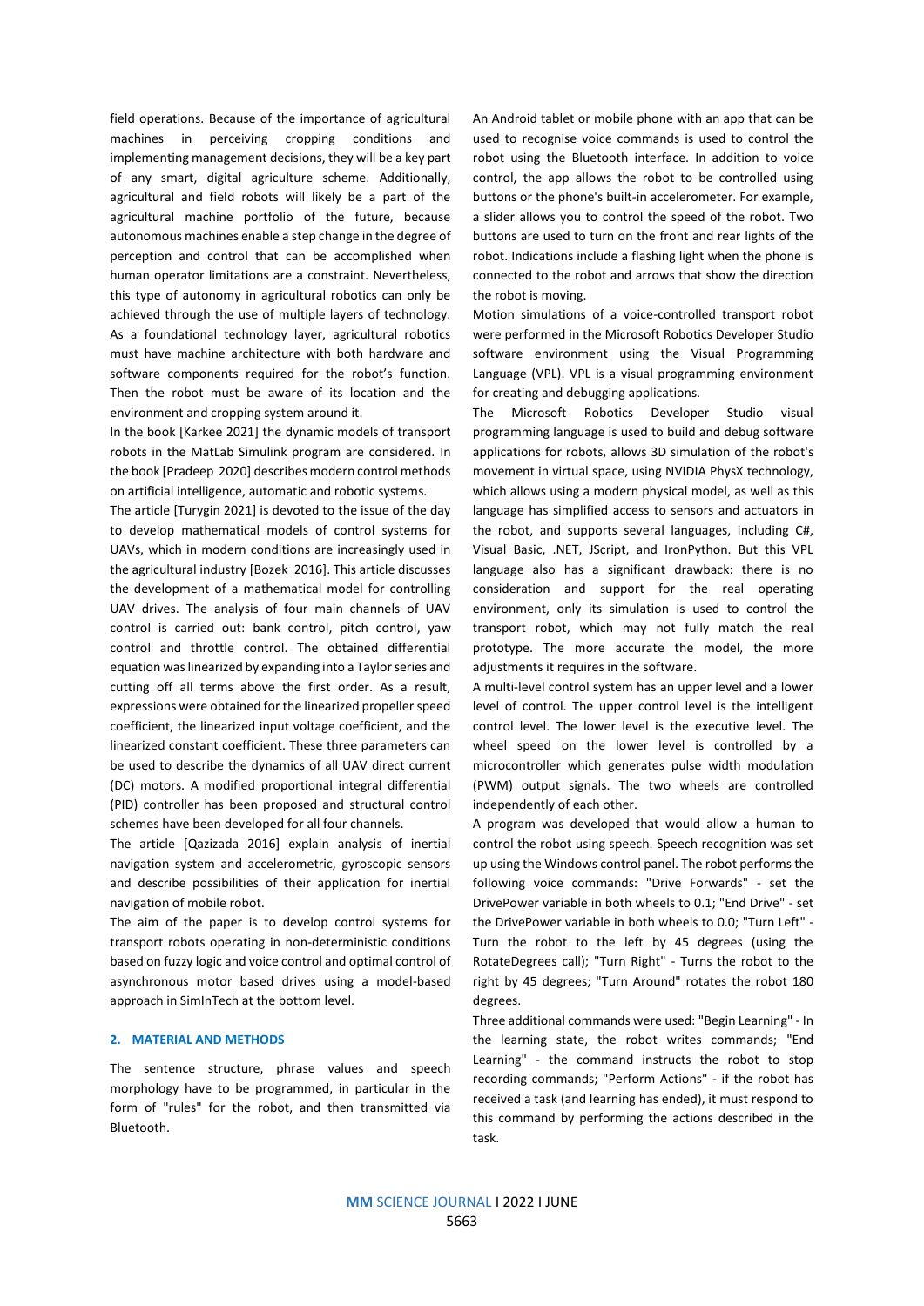field operations. Because of the importance of agricultural machines in perceiving cropping conditions and implementing management decisions, they will be a key part of any smart, digital agriculture scheme. Additionally, agricultural and field robots will likely be a part of the agricultural machine portfolio of the future, because autonomous machines enable a step change in the degree of perception and control that can be accomplished when human operator limitations are a constraint. Nevertheless, this type of autonomy in agricultural robotics can only be achieved through the use of multiple layers of technology. As a foundational technology layer, agricultural robotics must have machine architecture with both hardware and software components required for the robot's function. Then the robot must be aware of its location and the environment and cropping system around it.

In the book [Karkee 2021] the dynamic models of transport robots in the MatLab Simulink program are considered. In the book [Pradeep 2020] describes modern control methods on artificial intelligence, automatic and robotic systems.

The article [Turygin 2021] is devoted to the issue of the day to develop mathematical models of control systems for UAVs, which in modern conditions are increasingly used in the agricultural industry [Bozek 2016]. This article discusses the development of a mathematical model for controlling UAV drives. The analysis of four main channels of UAV control is carried out: bank control, pitch control, yaw control and throttle control. The obtained differential equation was linearized by expanding into a Taylor series and cutting off all terms above the first order. As a result, expressions were obtained for the linearized propeller speed coefficient, the linearized input voltage coefficient, and the linearized constant coefficient. These three parameters can be used to describe the dynamics of all UAV direct current (DC) motors. A modified proportional integral differential (PID) controller has been proposed and structural control schemes have been developed for all four channels.

The article [Qazizada 2016] explain analysis of inertial navigation system and accelerometric, gyroscopic sensors and describe possibilities of their application for inertial navigation of mobile robot.

The aim of the paper is to develop control systems for transport robots operating in non-deterministic conditions based on fuzzy logic and voice control and optimal control of asynchronous motor based drives using a model-based approach in SimInTech at the bottom level.

## 2. MATERIAL AND METHODS

The sentence structure, phrase values and speech morphology have to be programmed, in particular in the form of "rules" for the robot, and then transmitted via Bluetooth.

An Android tablet or mobile phone with an app that can be used to recognise voice commands is used to control the robot using the Bluetooth interface. In addition to voice control, the app allows the robot to be controlled using buttons or the phone's built-in accelerometer. For example, a slider allows you to control the speed of the robot. Two buttons are used to turn on the front and rear lights of the robot. Indications include a flashing light when the phone is connected to the robot and arrows that show the direction the robot is moving.

Motion simulations of a voice-controlled transport robot were performed in the Microsoft Robotics Developer Studio software environment using the Visual Programming Language (VPL). VPL is a visual programming environment for creating and debugging applications.

The Microsoft Robotics Developer Studio visual programming language is used to build and debug software applications for robots, allows 3D simulation of the robot's movement in virtual space, using NVIDIA PhysX technology, which allows using a modern physical model, as well as this language has simplified access to sensors and actuators in the robot, and supports several languages, including C#, Visual Basic, .NET, JScript, and IronPython. But this VPL language also has a significant drawback: there is no consideration and support for the real operating environment, only its simulation is used to control the transport robot, which may not fully match the real prototype. The more accurate the model, the more adjustments it requires in the software.

A multi-level control system has an upper level and a lower level of control. The upper control level is the intelligent control level. The lower level is the executive level. The wheel speed on the lower level is controlled by a microcontroller which generates pulse width modulation (PWM) output signals. The two wheels are controlled independently of each other.

A program was developed that would allow a human to control the robot using speech. Speech recognition was set up using the Windows control panel. The robot performs the following voice commands: "Drive Forwards" - set the DrivePower variable in both wheels to 0.1; "End Drive" - set the DrivePower variable in both wheels to 0.0; "Turn Left" - Turn the robot to the left by 45 degrees (using the RotateDegrees call); "Turn Right" - Turns the robot to the right by 45 degrees; "Turn Around" rotates the robot 180 degrees.

Three additional commands were used: "Begin Learning" - In the learning state, the robot writes commands; "End Learning" - the command instructs the robot to stop recording commands; "Perform Actions" - if the robot has received a task (and learning has ended), it must respond to this command by performing the actions described in the task.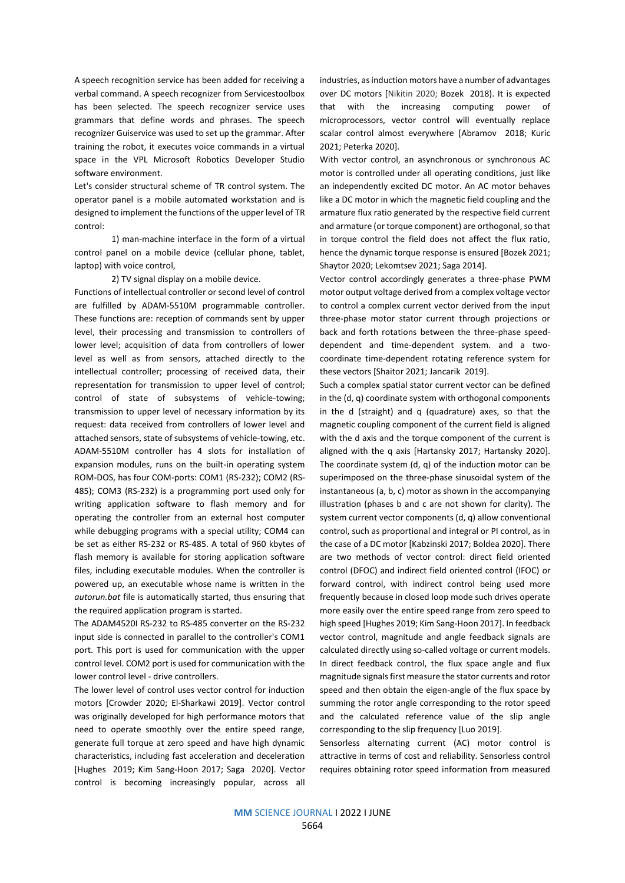A speech recognition service has been added for receiving a verbal command. A speech recognizer from Servicestoolbox has been selected. The speech recognizer service uses grammars that define words and phrases. The speech recognizer Guiservice was used to set up the grammar. After training the robot, it executes voice commands in a virtual space in the VPL Microsoft Robotics Developer Studio software environment.

Let's consider structural scheme of TR control system. The operator panel is a mobile automated workstation and is designed to implement the functions of the upper level of TR control:

1) man-machine interface in the form of a virtual control panel on a mobile device (cellular phone, tablet, laptop) with voice control,

2) TV signal display on a mobile device.

Functions of intellectual controller or second level of control are fulfilled by ADAM-5510M programmable controller. These functions are: reception of commands sent by upper level, their processing and transmission to controllers of lower level; acquisition of data from controllers of lower level as well as from sensors, attached directly to the intellectual controller; processing of received data, their representation for transmission to upper level of control; control of state of subsystems of vehicle-towing; transmission to upper level of necessary information by its request: data received from controllers of lower level and attached sensors, state of subsystems of vehicle-towing, etc. ADAM-5510M controller has 4 slots for installation of expansion modules, runs on the built-in operating system ROM-DOS, has four COM-ports: COM1 (RS-232); COM2 (RS-485); COM3 (RS-232) is a programming port used only for writing application software to flash memory and for operating the controller from an external host computer while debugging programs with a special utility; COM4 can be set as either RS-232 or RS-485. A total of 960 kbytes of flash memory is available for storing application software files, including executable modules. When the controller is powered up, an executable whose name is written in the *autorun.bat* file is automatically started, thus ensuring that the required application program is started.

The ADAM4520I RS-232 to RS-485 converter on the RS-232 input side is connected in parallel to the controller's COM1 port. This port is used for communication with the upper control level. COM2 port is used for communication with the lower control level - drive controllers.

The lower level of control uses vector control for induction motors [Crowder 2020; El-Sharkawi 2019]. Vector control was originally developed for high performance motors that need to operate smoothly over the entire speed range, generate full torque at zero speed and have high dynamic characteristics, including fast acceleration and deceleration [Hughes 2019; Kim Sang-Hoon 2017; Saga 2020]. Vector control is becoming increasingly popular, across all industries, as induction motors have a number of advantages over DC motors [Nikitin 2020; Bozek 2018). It is expected that with the increasing computing power of microprocessors, vector control will eventually replace scalar control almost everywhere [Abramov 2018; Kuric 2021; Peterka 2020].

With vector control, an asynchronous or synchronous AC motor is controlled under all operating conditions, just like an independently excited DC motor. An AC motor behaves like a DC motor in which the magnetic field coupling and the armature flux ratio generated by the respective field current and armature (or torque component) are orthogonal, so that in torque control the field does not affect the flux ratio, hence the dynamic torque response is ensured [Bozek 2021; Shaytor 2020; Lekomtsev 2021; Saga 2014].

Vector control accordingly generates a three-phase PWM motor output voltage derived from a complex voltage vector to control a complex current vector derived from the input three-phase motor stator current through projections or back and forth rotations between the three-phase speed-dependent and time-dependent system. and a two-coordinate time-dependent rotating reference system for these vectors [Shaitor 2021; Jancarik 2019].

Such a complex spatial stator current vector can be defined in the (d, q) coordinate system with orthogonal components in the d (straight) and q (quadrature) axes, so that the magnetic coupling component of the current field is aligned with the d axis and the torque component of the current is aligned with the q axis [Hartansky 2017; Hartansky 2020]. The coordinate system (d, q) of the induction motor can be superimposed on the three-phase sinusoidal system of the instantaneous (a, b, c) motor as shown in the accompanying illustration (phases b and c are not shown for clarity). The system current vector components (d, q) allow conventional control, such as proportional and integral or PI control, as in the case of a DC motor [Kabzinski 2017; Boldea 2020]. There are two methods of vector control: direct field oriented control (DFOC) and indirect field oriented control (IFOC) or forward control, with indirect control being used more frequently because in closed loop mode such drives operate more easily over the entire speed range from zero speed to high speed [Hughes 2019; Kim Sang-Hoon 2017]. In feedback vector control, magnitude and angle feedback signals are calculated directly using so-called voltage or current models. In direct feedback control, the flux space angle and flux magnitude signals first measure the stator currents and rotor speed and then obtain the eigen-angle of the flux space by summing the rotor angle corresponding to the rotor speed and the calculated reference value of the slip angle corresponding to the slip frequency [Luo 2019].

Sensorless alternating current (AC) motor control is attractive in terms of cost and reliability. Sensorless control requires obtaining rotor speed information from measured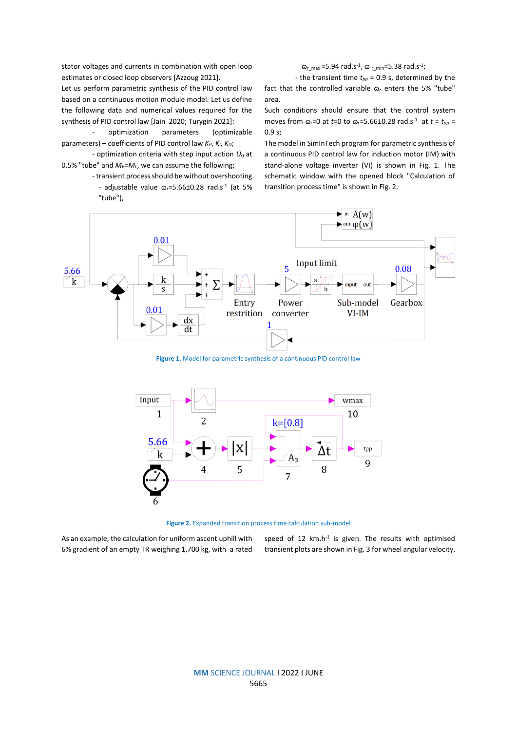stator voltages and currents in combination with open loop estimates or closed loop observers [Azzoug 2021].

Let us perform parametric synthesis of the PID control law based on a continuous motion module model. Let us define the following data and numerical values required for the synthesis of PID control law [Jain 2020; Turygin 2021]:

- optimization parameters (optimizable parameters) – coefficients of PID control law $K_P$, $K_I$, $K_D$;
- optimization criteria with step input action $U_0$ at 0.5% "tube" and $M_E$=$M_L$, we can assume the following;
- transient process should be without overshooting
- adjustable value $\omega_r$=5.66±0.28 rad.s$^{-1}$ (at 5% "tube"), $\omega_{r\_max}$=5.94 rad.s$^{-1}$, $\omega_{r\_min}$=5.38 rad.s$^{-1}$;
- the transient time $t_{pp}$ = 0.9 s, determined by the fact that the controlled variable $\omega_r$ enters the 5% "tube" area.

Such conditions should ensure that the control system moves from $\omega_r$=0 at $t$=0 to $\omega_r$=5.66±0.28 rad.s$^{-1}$ at $t$ = $t_{pp}$ = 0.9 s;

The model in SimInTech program for parametric synthesis of a continuous PID control law for induction motor (IM) with stand-alone voltage inverter (VI) is shown in Fig. 1. The schematic window with the opened block "Calculation of transition process time" is shown in Fig. 2.

**Figure 1.** Model for parametric synthesis of a continuous PID control law

**Figure 2.** Expanded transition process time calculation sub-model

As an example, the calculation for uniform ascent uphill with 6% gradient of an empty TR weighing 1,700 kg, with a rated speed of 12 km.h$^{-1}$ is given. The results with optimised transient plots are shown in Fig. 3 for wheel angular velocity.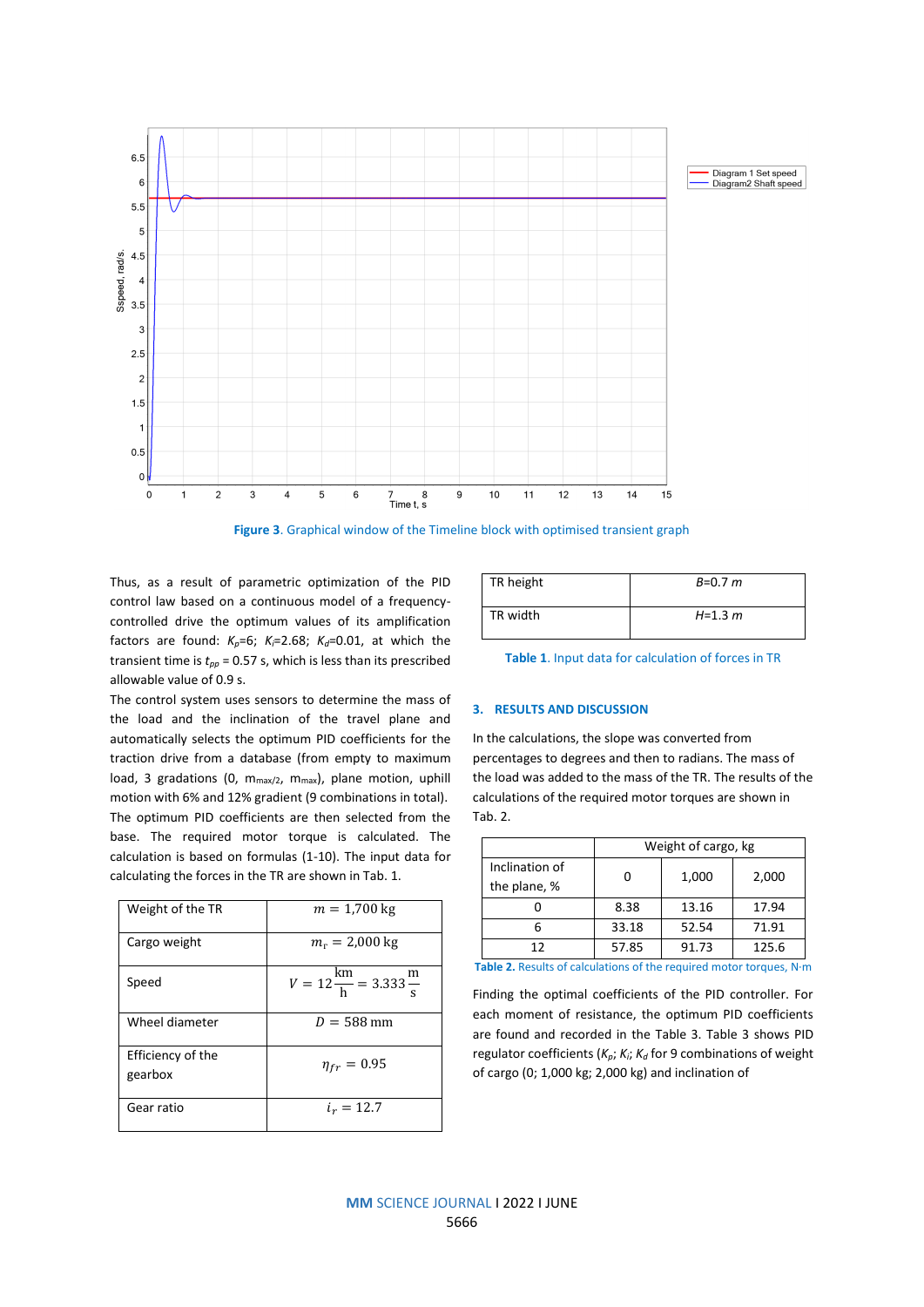Figure 3. Graphical window of the Timeline block with optimised transient graph

Thus, as a result of parametric optimization of the PID control law based on a continuous model of a frequency-controlled drive the optimum values of its amplification factors are found: $K_p$=6; $K_i$=2.68; $K_d$=0.01, at which the transient time is $t_{pp}$ = 0.57 s, which is less than its prescribed allowable value of 0.9 s.

The control system uses sensors to determine the mass of the load and the inclination of the travel plane and automatically selects the optimum PID coefficients for the traction drive from a database (from empty to maximum load, 3 gradations (0, $m_{max/2}$, $m_{max}$), plane motion, uphill motion with 6% and 12% gradient (9 combinations in total). The optimum PID coefficients are then selected from the base. The required motor torque is calculated. The calculation is based on formulas (1-10). The input data for calculating the forces in the TR are shown in Tab. 1.

| | |
|---|---|
| Weight of the TR | $m = 1{,}700$ kg |
| Cargo weight | $m_r = 2{,}000$ kg |
| Speed | $V = 12\frac{\text{km}}{\text{h}} = 3.333\frac{\text{m}}{\text{s}}$ |
| Wheel diameter | $D = 588$ mm |
| Efficiency of the gearbox | $\eta_{fr} = 0.95$ |
| Gear ratio | $i_r = 12.7$ |
| TR height | $B$=0.7 $m$ |
| TR width | $H$=1.3 $m$ |

Table 1. Input data for calculation of forces in TR

## 3. RESULTS AND DISCUSSION

In the calculations, the slope was converted from percentages to degrees and then to radians. The mass of the load was added to the mass of the TR. The results of the calculations of the required motor torques are shown in Tab. 2.

| | Weight of cargo, kg | | |
|---|---|---|---|
| Inclination of the plane, % | 0 | 1,000 | 2,000 |
| 0 | 8.38 | 13.16 | 17.94 |
| 6 | 33.18 | 52.54 | 71.91 |
| 12 | 57.85 | 91.73 | 125.6 |

Table 2. Results of calculations of the required motor torques, N·m

Finding the optimal coefficients of the PID controller. For each moment of resistance, the optimum PID coefficients are found and recorded in the Table 3. Table 3 shows PID regulator coefficients ($K_p$; $K_i$; $K_d$ for 9 combinations of weight of cargo (0; 1,000 kg; 2,000 kg) and inclination of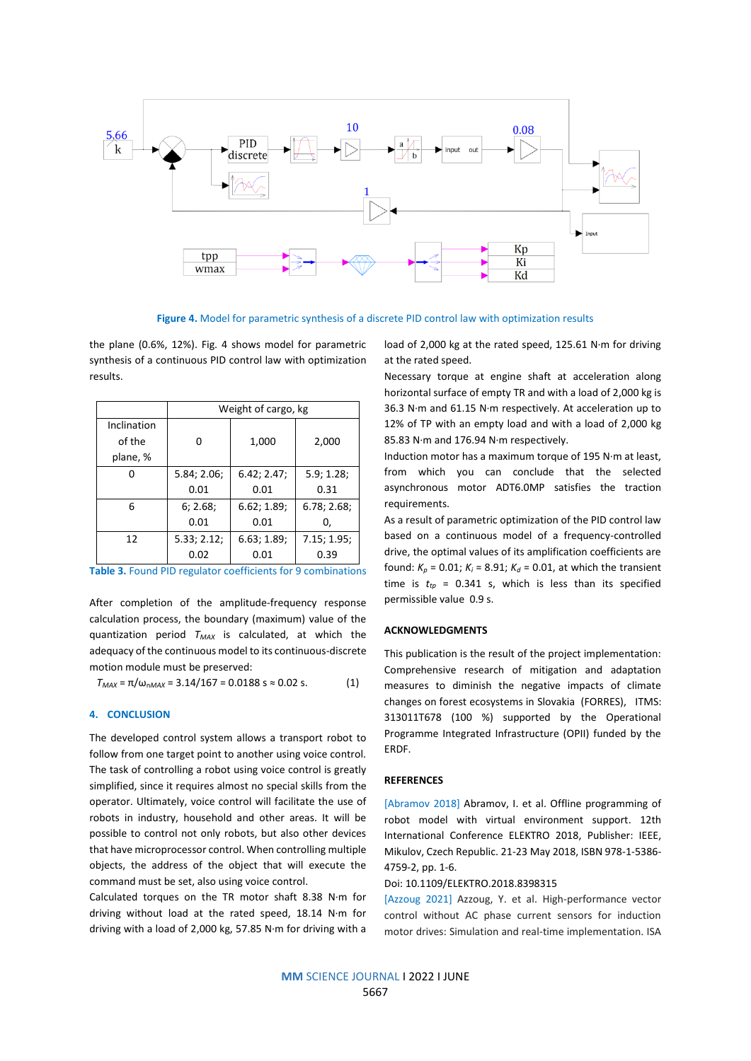Figure 4. Model for parametric synthesis of a discrete PID control law with optimization results

the plane (0.6%, 12%). Fig. 4 shows model for parametric synthesis of a continuous PID control law with optimization results.

| Inclination of the plane, % | Weight of cargo, kg | | |
|---|---|---|---|
| | 0 | 1,000 | 2,000 |
| 0 | 5.84; 2.06; 0.01 | 6.42; 2.47; 0.01 | 5.9; 1.28; 0.31 |
| 6 | 6; 2.68; 0.01 | 6.62; 1.89; 0.01 | 6.78; 2.68; 0, |
| 12 | 5.33; 2.12; 0.02 | 6.63; 1.89; 0.01 | 7.15; 1.95; 0.39 |

Table 3. Found PID regulator coefficients for 9 combinations

After completion of the amplitude-frequency response calculation process, the boundary (maximum) value of the quantization period $T_{MAX}$ is calculated, at which the adequacy of the continuous model to its continuous-discrete motion module must be preserved:

$$T_{MAX} = \pi/\omega_{nMAX} = 3.14/167 = 0.0188 \text{ s} \approx 0.02 \text{ s}. \qquad (1)$$

## 4. CONCLUSION

The developed control system allows a transport robot to follow from one target point to another using voice control. The task of controlling a robot using voice control is greatly simplified, since it requires almost no special skills from the operator. Ultimately, voice control will facilitate the use of robots in industry, household and other areas. It will be possible to control not only robots, but also other devices that have microprocessor control. When controlling multiple objects, the address of the object that will execute the command must be set, also using voice control.

Calculated torques on the TR motor shaft 8.38 N·m for driving without load at the rated speed, 18.14 N·m for driving with a load of 2,000 kg, 57.85 N·m for driving with a load of 2,000 kg at the rated speed, 125.61 N·m for driving at the rated speed.

Necessary torque at engine shaft at acceleration along horizontal surface of empty TR and with a load of 2,000 kg is 36.3 N·m and 61.15 N·m respectively. At acceleration up to 12% of TP with an empty load and with a load of 2,000 kg 85.83 N·m and 176.94 N·m respectively.

Induction motor has a maximum torque of 195 N·m at least, from which you can conclude that the selected asynchronous motor ADT6.0MP satisfies the traction requirements.

As a result of parametric optimization of the PID control law based on a continuous model of a frequency-controlled drive, the optimal values of its amplification coefficients are found: $K_p$ = 0.01; $K_i$ = 8.91; $K_d$ = 0.01, at which the transient time is $t_{tp}$ = 0.341 s, which is less than its specified permissible value 0.9 s.

## ACKNOWLEDGMENTS

This publication is the result of the project implementation: Comprehensive research of mitigation and adaptation measures to diminish the negative impacts of climate changes on forest ecosystems in Slovakia (FORRES), ITMS: 313011T678 (100 %) supported by the Operational Programme Integrated Infrastructure (OPII) funded by the ERDF.

## REFERENCES

[Abramov 2018] Abramov, I. et al. Offline programming of robot model with virtual environment support. 12th International Conference ELEKTRO 2018, Publisher: IEEE, Mikulov, Czech Republic. 21-23 May 2018, ISBN 978-1-5386-4759-2, pp. 1-6.
Doi: 10.1109/ELEKTRO.2018.8398315

[Azzoug 2021] Azzoug, Y. et al. High-performance vector control without AC phase current sensors for induction motor drives: Simulation and real-time implementation. ISA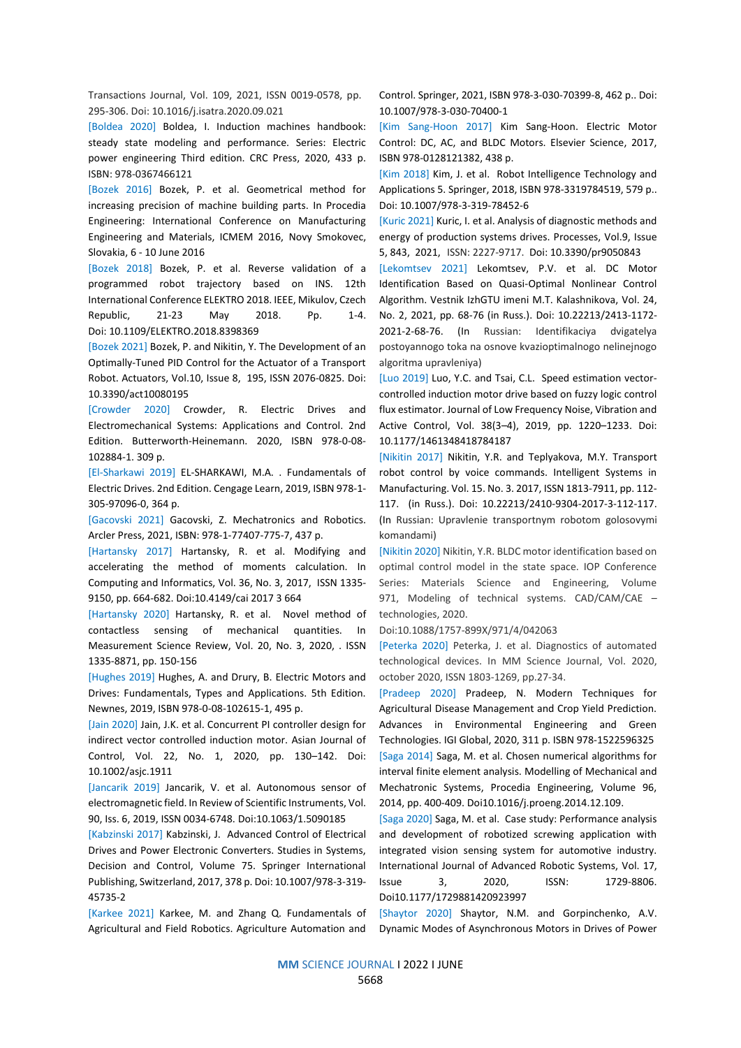Transactions Journal, Vol. 109, 2021, ISSN 0019-0578, pp. 295-306. Doi: 10.1016/j.isatra.2020.09.021

[Boldea 2020] Boldea, I. Induction machines handbook: steady state modeling and performance. Series: Electric power engineering Third edition. CRC Press, 2020, 433 p. ISBN: 978-0367466121

[Bozek 2016] Bozek, P. et al. Geometrical method for increasing precision of machine building parts. In Procedia Engineering: International Conference on Manufacturing Engineering and Materials, ICMEM 2016, Novy Smokovec, Slovakia, 6 - 10 June 2016

[Bozek 2018] Bozek, P. et al. Reverse validation of a programmed robot trajectory based on INS. 12th International Conference ELEKTRO 2018. IEEE, Mikulov, Czech Republic, 21-23 May 2018. Pp. 1-4. Doi: 10.1109/ELEKTRO.2018.8398369

[Bozek 2021] Bozek, P. and Nikitin, Y. The Development of an Optimally-Tuned PID Control for the Actuator of a Transport Robot. Actuators, Vol.10, Issue 8, 195, ISSN 2076-0825. Doi: 10.3390/act10080195

[Crowder 2020] Crowder, R. Electric Drives and Electromechanical Systems: Applications and Control. 2nd Edition. Butterworth-Heinemann. 2020, ISBN 978-0-08-102884-1. 309 p.

[El-Sharkawi 2019] EL-SHARKAWI, M.A. . Fundamentals of Electric Drives. 2nd Edition. Cengage Learn, 2019, ISBN 978-1-305-97096-0, 364 p.

[Gacovski 2021] Gacovski, Z. Mechatronics and Robotics. Arcler Press, 2021, ISBN: 978-1-77407-775-7, 437 p.

[Hartansky 2017] Hartansky, R. et al. Modifying and accelerating the method of moments calculation. In Computing and Informatics, Vol. 36, No. 3, 2017, ISSN 1335-9150, pp. 664-682. Doi:10.4149/cai 2017 3 664

[Hartansky 2020] Hartansky, R. et al. Novel method of contactless sensing of mechanical quantities. In Measurement Science Review, Vol. 20, No. 3, 2020, . ISSN 1335-8871, pp. 150-156

[Hughes 2019] Hughes, A. and Drury, B. Electric Motors and Drives: Fundamentals, Types and Applications. 5th Edition. Newnes, 2019, ISBN 978-0-08-102615-1, 495 p.

[Jain 2020] Jain, J.K. et al. Concurrent PI controller design for indirect vector controlled induction motor. Asian Journal of Control, Vol. 22, No. 1, 2020, pp. 130–142. Doi: 10.1002/asjc.1911

[Jancarik 2019] Jancarik, V. et al. Autonomous sensor of electromagnetic field. In Review of Scientific Instruments, Vol. 90, Iss. 6, 2019, ISSN 0034-6748. Doi:10.1063/1.5090185

[Kabzinski 2017] Kabzinski, J. Advanced Control of Electrical Drives and Power Electronic Converters. Studies in Systems, Decision and Control, Volume 75. Springer International Publishing, Switzerland, 2017, 378 p. Doi: 10.1007/978-3-319-45735-2

[Karkee 2021] Karkee, M. and Zhang Q. Fundamentals of Agricultural and Field Robotics. Agriculture Automation and Control. Springer, 2021, ISBN 978-3-030-70399-8, 462 p.. Doi: 10.1007/978-3-030-70400-1

[Kim Sang-Hoon 2017] Kim Sang-Hoon. Electric Motor Control: DC, AC, and BLDC Motors. Elsevier Science, 2017, ISBN 978-0128121382, 438 p.

[Kim 2018] Kim, J. et al. Robot Intelligence Technology and Applications 5. Springer, 2018, ISBN 978-3319784519, 579 p.. Doi: 10.1007/978-3-319-78452-6

[Kuric 2021] Kuric, I. et al. Analysis of diagnostic methods and energy of production systems drives. Processes, Vol.9, Issue 5, 843, 2021, ISSN: 2227-9717. Doi: 10.3390/pr9050843

[Lekomtsev 2021] Lekomtsev, P.V. et al. DC Motor Identification Based on Quasi-Optimal Nonlinear Control Algorithm. Vestnik IzhGTU imeni M.T. Kalashnikova, Vol. 24, No. 2, 2021, pp. 68-76 (in Russ.). Doi: 10.22213/2413-1172-2021-2-68-76. (In Russian: Identifikaciya dvigatelya postoyannogo toka na osnove kvazioptimalnogo nelinejnogo algoritma upravleniya)

[Luo 2019] Luo, Y.C. and Tsai, C.L. Speed estimation vector-controlled induction motor drive based on fuzzy logic control flux estimator. Journal of Low Frequency Noise, Vibration and Active Control, Vol. 38(3–4), 2019, pp. 1220–1233. Doi: 10.1177/1461348418784187

[Nikitin 2017] Nikitin, Y.R. and Teplyakova, M.Y. Transport robot control by voice commands. Intelligent Systems in Manufacturing. Vol. 15. No. 3. 2017, ISSN 1813-7911, pp. 112-117. (in Russ.). Doi: 10.22213/2410-9304-2017-3-112-117. (In Russian: Upravlenie transportnym robotom golosovymi komandami)

[Nikitin 2020] Nikitin, Y.R. BLDC motor identification based on optimal control model in the state space. IOP Conference Series: Materials Science and Engineering, Volume 971, Modeling of technical systems. CAD/CAM/CAE – technologies, 2020.

Doi:10.1088/1757-899X/971/4/042063

[Peterka 2020] Peterka, J. et al. Diagnostics of automated technological devices. In MM Science Journal, Vol. 2020, october 2020, ISSN 1803-1269, pp.27-34.

[Pradeep 2020] Pradeep, N. Modern Techniques for Agricultural Disease Management and Crop Yield Prediction. Advances in Environmental Engineering and Green Technologies. IGI Global, 2020, 311 p. ISBN 978-1522596325

[Saga 2014] Saga, M. et al. Chosen numerical algorithms for interval finite element analysis. Modelling of Mechanical and Mechatronic Systems, Procedia Engineering, Volume 96, 2014, pp. 400-409. Doi10.1016/j.proeng.2014.12.109.

[Saga 2020] Saga, M. et al. Case study: Performance analysis and development of robotized screwing application with integrated vision sensing system for automotive industry. International Journal of Advanced Robotic Systems, Vol. 17, Issue 3, 2020, ISSN: 1729-8806. Doi10.1177/1729881420923997

[Shaytor 2020] Shaytor, N.M. and Gorpinchenko, A.V. Dynamic Modes of Asynchronous Motors in Drives of Power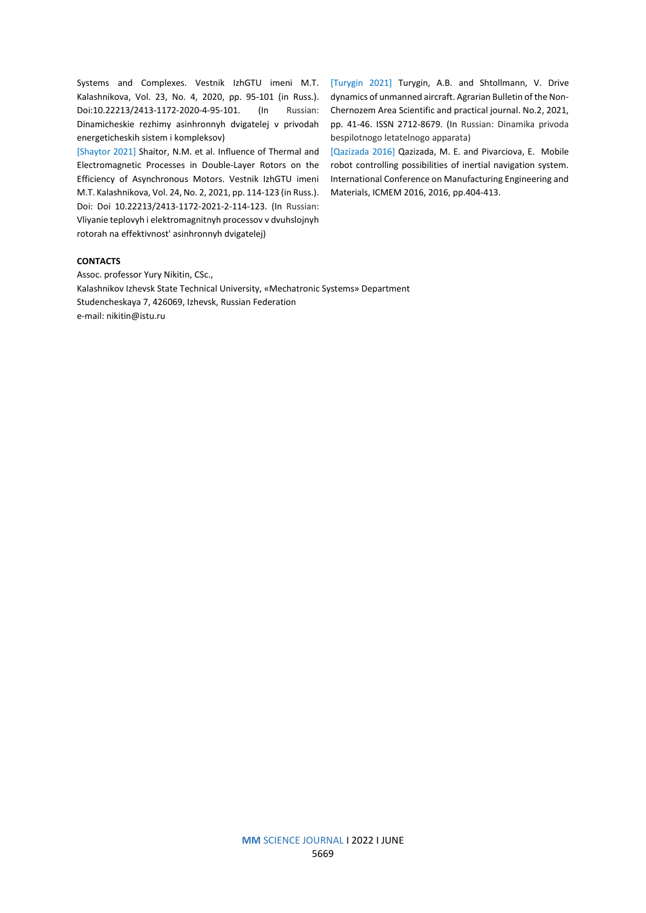Systems and Complexes. Vestnik IzhGTU imeni M.T. Kalashnikova, Vol. 23, No. 4, 2020, pp. 95-101 (in Russ.). Doi:10.22213/2413-1172-2020-4-95-101. (In Russian: Dinamicheskie rezhimy asinhronnyh dvigatelej v privodah energeticheskih sistem i kompleksov)

[Shaytor 2021] Shaitor, N.M. et al. Influence of Thermal and Electromagnetic Processes in Double-Layer Rotors on the Efficiency of Asynchronous Motors. Vestnik IzhGTU imeni M.T. Kalashnikova, Vol. 24, No. 2, 2021, pp. 114-123 (in Russ.). Doi: Doi 10.22213/2413-1172-2021-2-114-123. (In Russian: Vliyanie teplovyh i elektromagnitnyh processov v dvuhslojnyh rotorah na effektivnost' asinhronnyh dvigatelej)

[Turygin 2021] Turygin, A.B. and Shtollmann, V. Drive dynamics of unmanned aircraft. Agrarian Bulletin of the Non-Chernozem Area Scientific and practical journal. No.2, 2021, pp. 41-46. ISSN 2712-8679. (In Russian: Dinamika privoda bespilotnogo letatelnogo apparata)

[Qazizada 2016] Qazizada, M. E. and Pivarciova, E. Mobile robot controlling possibilities of inertial navigation system. International Conference on Manufacturing Engineering and Materials, ICMEM 2016, 2016, pp.404-413.

**CONTACTS**

Assoc. professor Yury Nikitin, CSc.,
Kalashnikov Izhevsk State Technical University, «Mechatronic Systems» Department
Studencheskaya 7, 426069, Izhevsk, Russian Federation
e-mail: nikitin@istu.ru